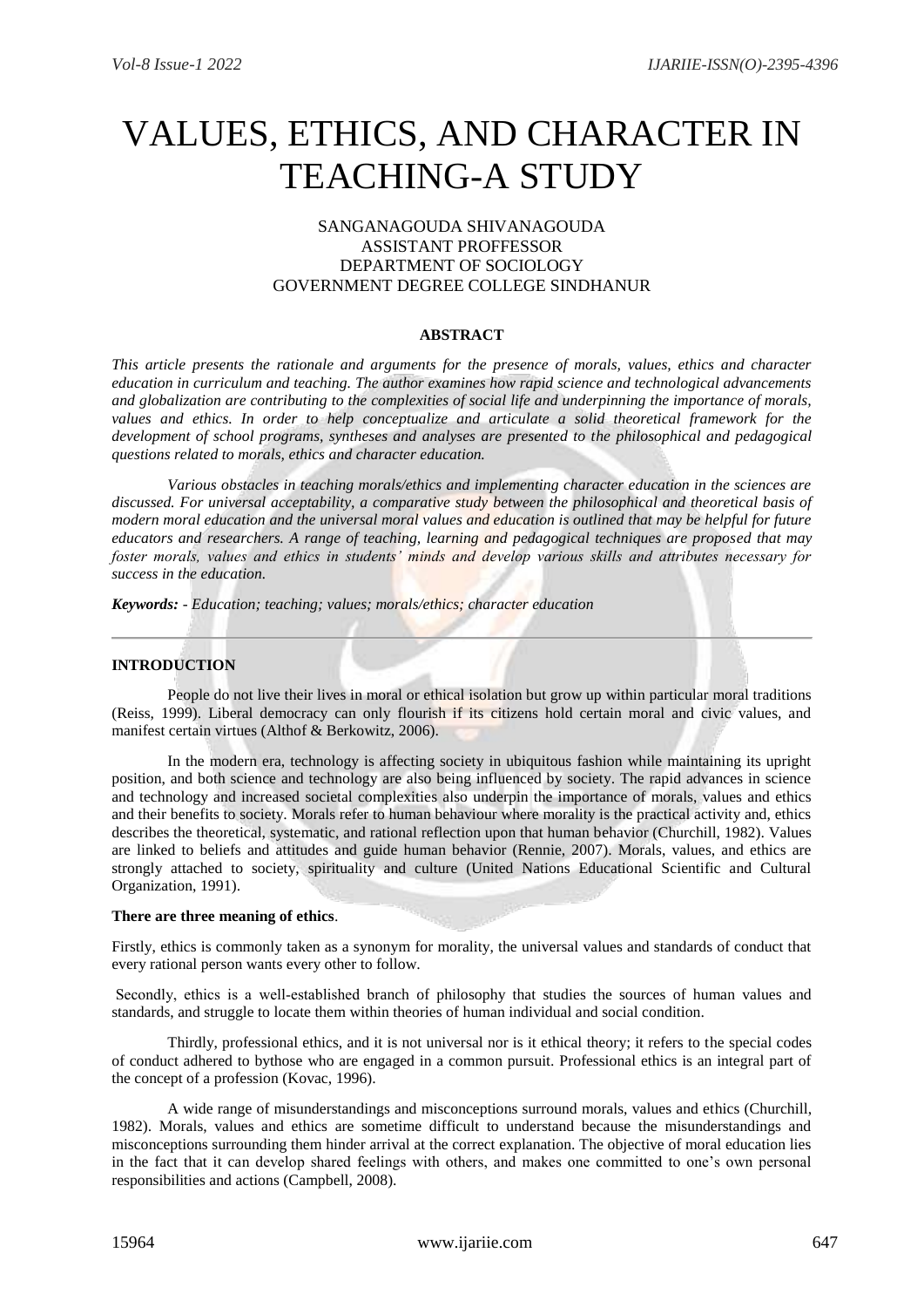# VALUES, ETHICS, AND CHARACTER IN TEACHING-A STUDY

SANGANAGOUDA SHIVANAGOUDA
ASSISTANT PROFFESSOR
DEPARTMENT OF SOCIOLOGY
GOVERNMENT DEGREE COLLEGE SINDHANUR

## ABSTRACT

*This article presents the rationale and arguments for the presence of morals, values, ethics and character education in curriculum and teaching. The author examines how rapid science and technological advancements and globalization are contributing to the complexities of social life and underpinning the importance of morals, values and ethics. In order to help conceptualize and articulate a solid theoretical framework for the development of school programs, syntheses and analyses are presented to the philosophical and pedagogical questions related to morals, ethics and character education.*

*Various obstacles in teaching morals/ethics and implementing character education in the sciences are discussed. For universal acceptability, a comparative study between the philosophical and theoretical basis of modern moral education and the universal moral values and education is outlined that may be helpful for future educators and researchers. A range of teaching, learning and pedagogical techniques are proposed that may foster morals, values and ethics in students' minds and develop various skills and attributes necessary for success in the education.*

***Keywords:*** *- Education; teaching; values; morals/ethics; character education*

## INTRODUCTION

People do not live their lives in moral or ethical isolation but grow up within particular moral traditions (Reiss, 1999). Liberal democracy can only flourish if its citizens hold certain moral and civic values, and manifest certain virtues (Althof & Berkowitz, 2006).

In the modern era, technology is affecting society in ubiquitous fashion while maintaining its upright position, and both science and technology are also being influenced by society. The rapid advances in science and technology and increased societal complexities also underpin the importance of morals, values and ethics and their benefits to society. Morals refer to human behaviour where morality is the practical activity and, ethics describes the theoretical, systematic, and rational reflection upon that human behavior (Churchill, 1982). Values are linked to beliefs and attitudes and guide human behavior (Rennie, 2007). Morals, values, and ethics are strongly attached to society, spirituality and culture (United Nations Educational Scientific and Cultural Organization, 1991).

**There are three meaning of ethics**.

Firstly, ethics is commonly taken as a synonym for morality, the universal values and standards of conduct that every rational person wants every other to follow.

Secondly, ethics is a well-established branch of philosophy that studies the sources of human values and standards, and struggle to locate them within theories of human individual and social condition.

Thirdly, professional ethics, and it is not universal nor is it ethical theory; it refers to the special codes of conduct adhered to bythose who are engaged in a common pursuit. Professional ethics is an integral part of the concept of a profession (Kovac, 1996).

A wide range of misunderstandings and misconceptions surround morals, values and ethics (Churchill, 1982). Morals, values and ethics are sometime difficult to understand because the misunderstandings and misconceptions surrounding them hinder arrival at the correct explanation. The objective of moral education lies in the fact that it can develop shared feelings with others, and makes one committed to one's own personal responsibilities and actions (Campbell, 2008).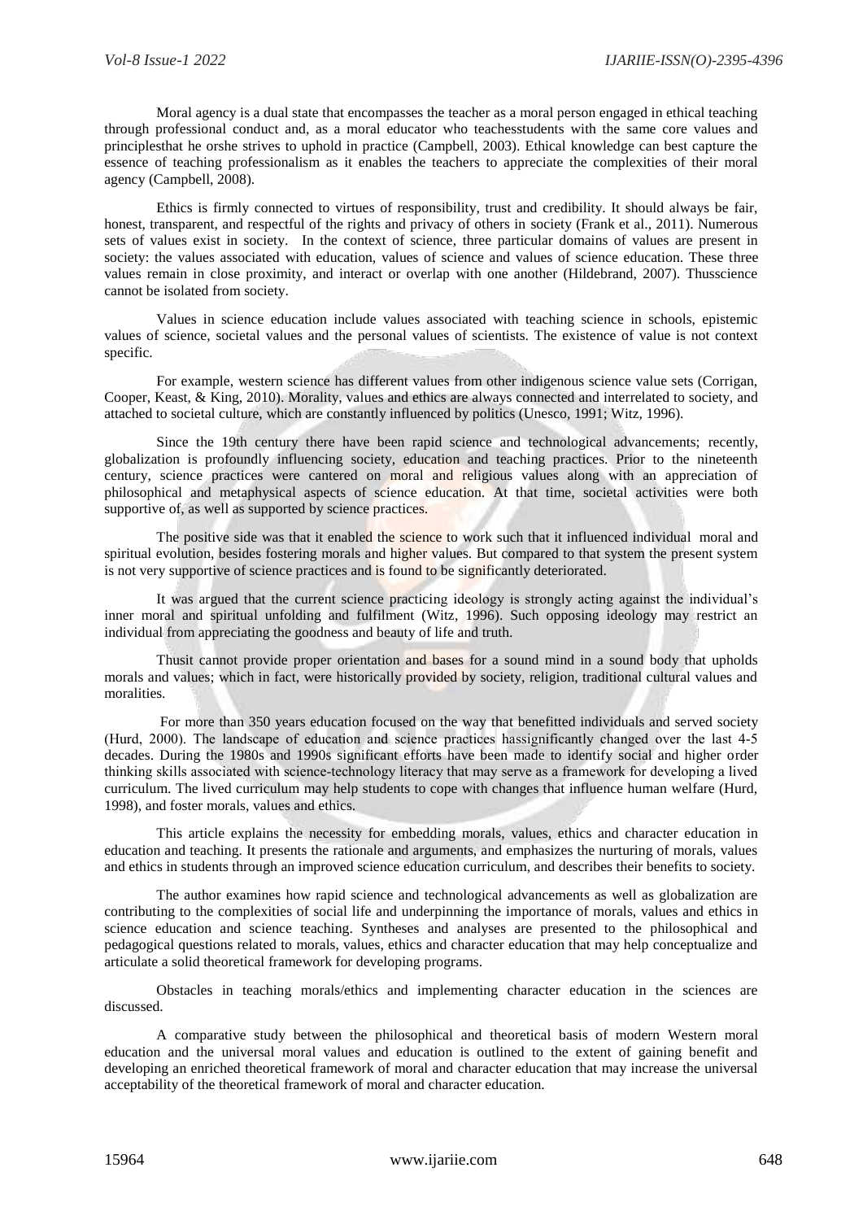Moral agency is a dual state that encompasses the teacher as a moral person engaged in ethical teaching through professional conduct and, as a moral educator who teachesstudents with the same core values and principlesthat he orshe strives to uphold in practice (Campbell, 2003). Ethical knowledge can best capture the essence of teaching professionalism as it enables the teachers to appreciate the complexities of their moral agency (Campbell, 2008).

Ethics is firmly connected to virtues of responsibility, trust and credibility. It should always be fair, honest, transparent, and respectful of the rights and privacy of others in society (Frank et al., 2011). Numerous sets of values exist in society. In the context of science, three particular domains of values are present in society: the values associated with education, values of science and values of science education. These three values remain in close proximity, and interact or overlap with one another (Hildebrand, 2007). Thusscience cannot be isolated from society.

Values in science education include values associated with teaching science in schools, epistemic values of science, societal values and the personal values of scientists. The existence of value is not context specific.

For example, western science has different values from other indigenous science value sets (Corrigan, Cooper, Keast, & King, 2010). Morality, values and ethics are always connected and interrelated to society, and attached to societal culture, which are constantly influenced by politics (Unesco, 1991; Witz, 1996).

Since the 19th century there have been rapid science and technological advancements; recently, globalization is profoundly influencing society, education and teaching practices. Prior to the nineteenth century, science practices were cantered on moral and religious values along with an appreciation of philosophical and metaphysical aspects of science education. At that time, societal activities were both supportive of, as well as supported by science practices.

The positive side was that it enabled the science to work such that it influenced individual moral and spiritual evolution, besides fostering morals and higher values. But compared to that system the present system is not very supportive of science practices and is found to be significantly deteriorated.

It was argued that the current science practicing ideology is strongly acting against the individual's inner moral and spiritual unfolding and fulfilment (Witz, 1996). Such opposing ideology may restrict an individual from appreciating the goodness and beauty of life and truth.

Thusit cannot provide proper orientation and bases for a sound mind in a sound body that upholds morals and values; which in fact, were historically provided by society, religion, traditional cultural values and moralities.

For more than 350 years education focused on the way that benefitted individuals and served society (Hurd, 2000). The landscape of education and science practices hassignificantly changed over the last 4-5 decades. During the 1980s and 1990s significant efforts have been made to identify social and higher order thinking skills associated with science-technology literacy that may serve as a framework for developing a lived curriculum. The lived curriculum may help students to cope with changes that influence human welfare (Hurd, 1998), and foster morals, values and ethics.

This article explains the necessity for embedding morals, values, ethics and character education in education and teaching. It presents the rationale and arguments, and emphasizes the nurturing of morals, values and ethics in students through an improved science education curriculum, and describes their benefits to society.

The author examines how rapid science and technological advancements as well as globalization are contributing to the complexities of social life and underpinning the importance of morals, values and ethics in science education and science teaching. Syntheses and analyses are presented to the philosophical and pedagogical questions related to morals, values, ethics and character education that may help conceptualize and articulate a solid theoretical framework for developing programs.

Obstacles in teaching morals/ethics and implementing character education in the sciences are discussed.

A comparative study between the philosophical and theoretical basis of modern Western moral education and the universal moral values and education is outlined to the extent of gaining benefit and developing an enriched theoretical framework of moral and character education that may increase the universal acceptability of the theoretical framework of moral and character education.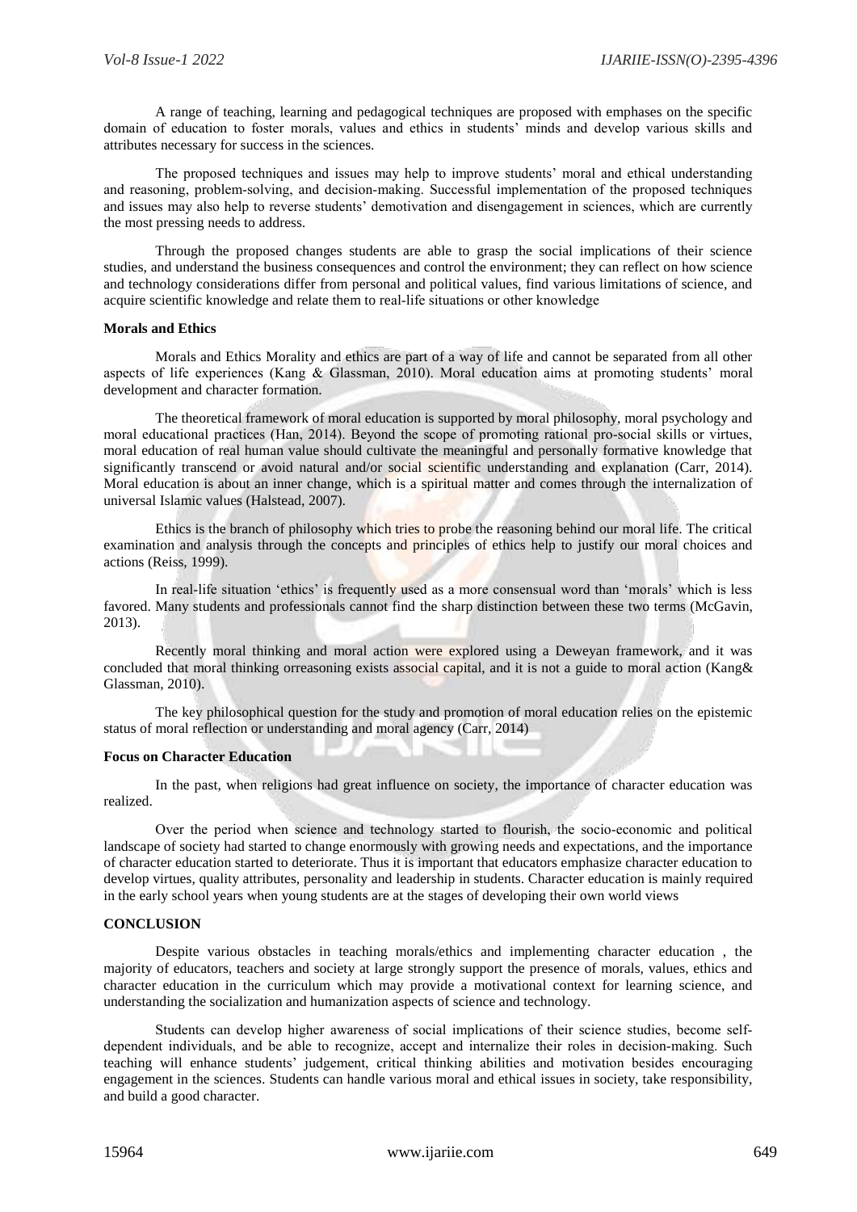A range of teaching, learning and pedagogical techniques are proposed with emphases on the specific domain of education to foster morals, values and ethics in students' minds and develop various skills and attributes necessary for success in the sciences.

The proposed techniques and issues may help to improve students' moral and ethical understanding and reasoning, problem-solving, and decision-making. Successful implementation of the proposed techniques and issues may also help to reverse students' demotivation and disengagement in sciences, which are currently the most pressing needs to address.

Through the proposed changes students are able to grasp the social implications of their science studies, and understand the business consequences and control the environment; they can reflect on how science and technology considerations differ from personal and political values, find various limitations of science, and acquire scientific knowledge and relate them to real-life situations or other knowledge

**Morals and Ethics**

Morals and Ethics Morality and ethics are part of a way of life and cannot be separated from all other aspects of life experiences (Kang & Glassman, 2010). Moral education aims at promoting students' moral development and character formation.

The theoretical framework of moral education is supported by moral philosophy, moral psychology and moral educational practices (Han, 2014). Beyond the scope of promoting rational pro-social skills or virtues, moral education of real human value should cultivate the meaningful and personally formative knowledge that significantly transcend or avoid natural and/or social scientific understanding and explanation (Carr, 2014). Moral education is about an inner change, which is a spiritual matter and comes through the internalization of universal Islamic values (Halstead, 2007).

Ethics is the branch of philosophy which tries to probe the reasoning behind our moral life. The critical examination and analysis through the concepts and principles of ethics help to justify our moral choices and actions (Reiss, 1999).

In real-life situation 'ethics' is frequently used as a more consensual word than 'morals' which is less favored. Many students and professionals cannot find the sharp distinction between these two terms (McGavin, 2013).

Recently moral thinking and moral action were explored using a Deweyan framework, and it was concluded that moral thinking orreasoning exists associal capital, and it is not a guide to moral action (Kang& Glassman, 2010).

The key philosophical question for the study and promotion of moral education relies on the epistemic status of moral reflection or understanding and moral agency (Carr, 2014)

**Focus on Character Education**

In the past, when religions had great influence on society, the importance of character education was realized.

Over the period when science and technology started to flourish, the socio-economic and political landscape of society had started to change enormously with growing needs and expectations, and the importance of character education started to deteriorate. Thus it is important that educators emphasize character education to develop virtues, quality attributes, personality and leadership in students. Character education is mainly required in the early school years when young students are at the stages of developing their own world views

**CONCLUSION**

Despite various obstacles in teaching morals/ethics and implementing character education , the majority of educators, teachers and society at large strongly support the presence of morals, values, ethics and character education in the curriculum which may provide a motivational context for learning science, and understanding the socialization and humanization aspects of science and technology.

Students can develop higher awareness of social implications of their science studies, become self-dependent individuals, and be able to recognize, accept and internalize their roles in decision-making. Such teaching will enhance students' judgement, critical thinking abilities and motivation besides encouraging engagement in the sciences. Students can handle various moral and ethical issues in society, take responsibility, and build a good character.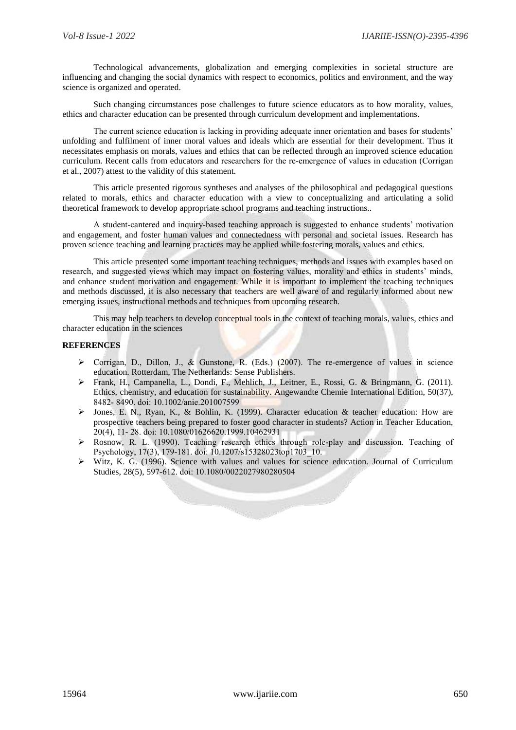Technological advancements, globalization and emerging complexities in societal structure are influencing and changing the social dynamics with respect to economics, politics and environment, and the way science is organized and operated.

Such changing circumstances pose challenges to future science educators as to how morality, values, ethics and character education can be presented through curriculum development and implementations.

The current science education is lacking in providing adequate inner orientation and bases for students' unfolding and fulfilment of inner moral values and ideals which are essential for their development. Thus it necessitates emphasis on morals, values and ethics that can be reflected through an improved science education curriculum. Recent calls from educators and researchers for the re-emergence of values in education (Corrigan et al., 2007) attest to the validity of this statement.

This article presented rigorous syntheses and analyses of the philosophical and pedagogical questions related to morals, ethics and character education with a view to conceptualizing and articulating a solid theoretical framework to develop appropriate school programs and teaching instructions..

A student-cantered and inquiry-based teaching approach is suggested to enhance students' motivation and engagement, and foster human values and connectedness with personal and societal issues. Research has proven science teaching and learning practices may be applied while fostering morals, values and ethics.

This article presented some important teaching techniques, methods and issues with examples based on research, and suggested views which may impact on fostering values, morality and ethics in students' minds, and enhance student motivation and engagement. While it is important to implement the teaching techniques and methods discussed, it is also necessary that teachers are well aware of and regularly informed about new emerging issues, instructional methods and techniques from upcoming research.

This may help teachers to develop conceptual tools in the context of teaching morals, values, ethics and character education in the sciences

**REFERENCES**

- Corrigan, D., Dillon, J., & Gunstone, R. (Eds.) (2007). The re-emergence of values in science education. Rotterdam, The Netherlands: Sense Publishers.
- Frank, H., Campanella, L., Dondi, F., Mehlich, J., Leitner, E., Rossi, G. & Bringmann, G. (2011). Ethics, chemistry, and education for sustainability. Angewandte Chemie International Edition, 50(37), 8482- 8490. doi: 10.1002/anie.201007599
- Jones, E. N., Ryan, K., & Bohlin, K. (1999). Character education & teacher education: How are prospective teachers being prepared to foster good character in students? Action in Teacher Education, 20(4), 11- 28. doi: 10.1080/01626620.1999.10462931
- Rosnow, R. L. (1990). Teaching research ethics through role-play and discussion. Teaching of Psychology, 17(3), 179-181. doi: 10.1207/s15328023top1703_10.
- Witz, K. G. (1996). Science with values and values for science education. Journal of Curriculum Studies, 28(5), 597-612. doi: 10.1080/0022027980280504